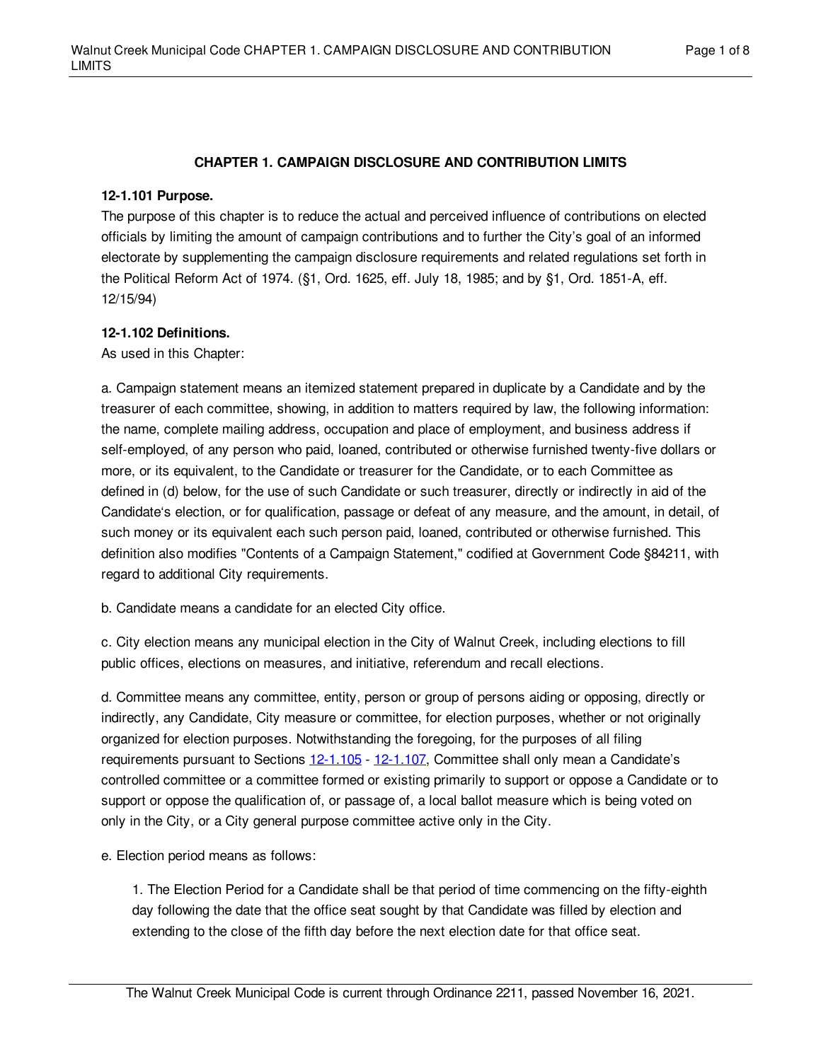## CHAPTER 1. CAMPAIGN DISCLOSURE AND CONTRIBUTION LIMITS

**12-1.101 Purpose.**

The purpose of this chapter is to reduce the actual and perceived influence of contributions on elected officials by limiting the amount of campaign contributions and to further the City's goal of an informed electorate by supplementing the campaign disclosure requirements and related regulations set forth in the Political Reform Act of 1974. (§1, Ord. 1625, eff. July 18, 1985; and by §1, Ord. 1851-A, eff. 12/15/94)

**12-1.102 Definitions.**

As used in this Chapter:

a. Campaign statement means an itemized statement prepared in duplicate by a Candidate and by the treasurer of each committee, showing, in addition to matters required by law, the following information: the name, complete mailing address, occupation and place of employment, and business address if self-employed, of any person who paid, loaned, contributed or otherwise furnished twenty-five dollars or more, or its equivalent, to the Candidate or treasurer for the Candidate, or to each Committee as defined in (d) below, for the use of such Candidate or such treasurer, directly or indirectly in aid of the Candidate's election, or for qualification, passage or defeat of any measure, and the amount, in detail, of such money or its equivalent each such person paid, loaned, contributed or otherwise furnished. This definition also modifies "Contents of a Campaign Statement," codified at Government Code §84211, with regard to additional City requirements.

b. Candidate means a candidate for an elected City office.

c. City election means any municipal election in the City of Walnut Creek, including elections to fill public offices, elections on measures, and initiative, referendum and recall elections.

d. Committee means any committee, entity, person or group of persons aiding or opposing, directly or indirectly, any Candidate, City measure or committee, for election purposes, whether or not originally organized for election purposes. Notwithstanding the foregoing, for the purposes of all filing requirements pursuant to Sections 12-1.105 - 12-1.107, Committee shall only mean a Candidate's controlled committee or a committee formed or existing primarily to support or oppose a Candidate or to support or oppose the qualification of, or passage of, a local ballot measure which is being voted on only in the City, or a City general purpose committee active only in the City.

e. Election period means as follows:

1. The Election Period for a Candidate shall be that period of time commencing on the fifty-eighth day following the date that the office seat sought by that Candidate was filled by election and extending to the close of the fifth day before the next election date for that office seat.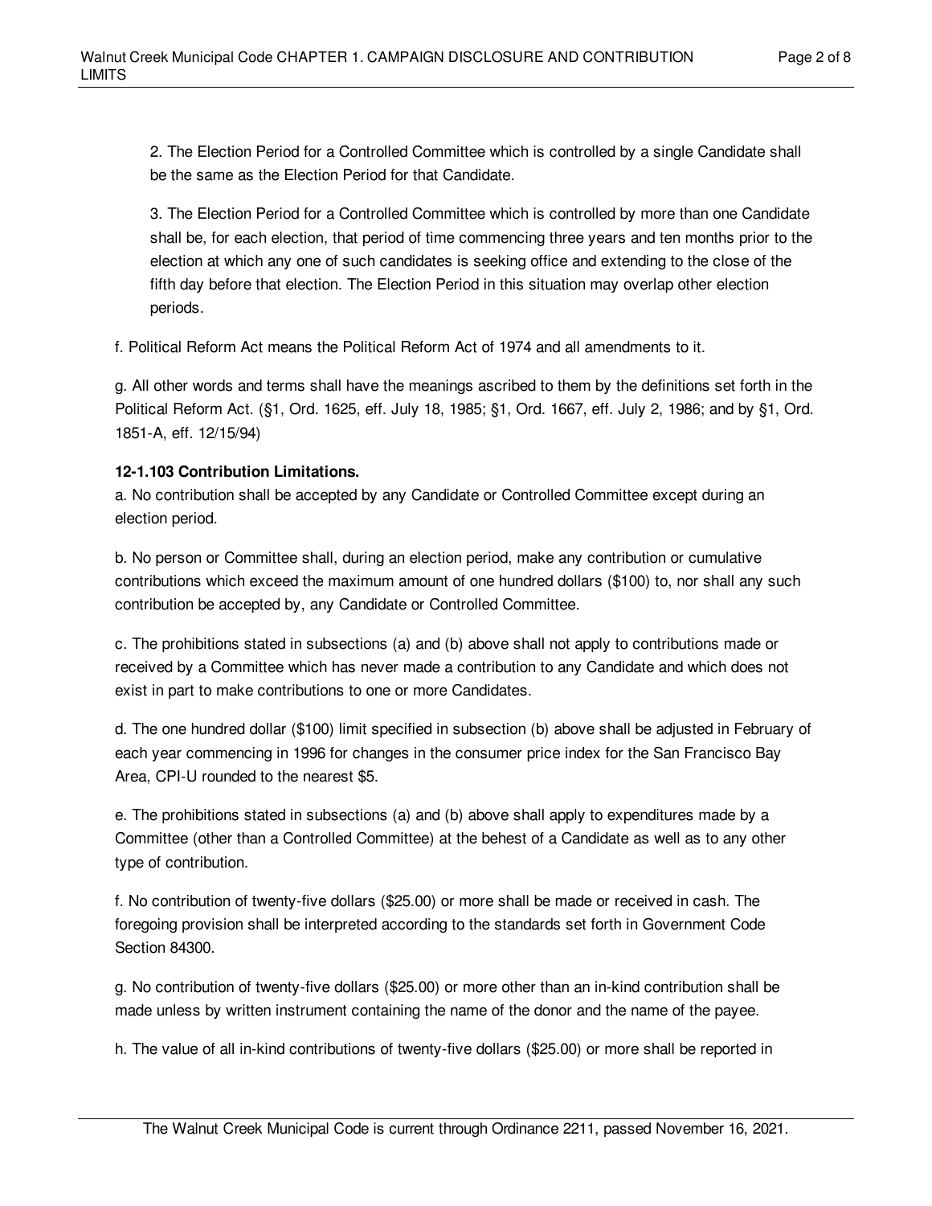2. The Election Period for a Controlled Committee which is controlled by a single Candidate shall be the same as the Election Period for that Candidate.

3. The Election Period for a Controlled Committee which is controlled by more than one Candidate shall be, for each election, that period of time commencing three years and ten months prior to the election at which any one of such candidates is seeking office and extending to the close of the fifth day before that election. The Election Period in this situation may overlap other election periods.

f. Political Reform Act means the Political Reform Act of 1974 and all amendments to it.

g. All other words and terms shall have the meanings ascribed to them by the definitions set forth in the Political Reform Act. (§1, Ord. 1625, eff. July 18, 1985; §1, Ord. 1667, eff. July 2, 1986; and by §1, Ord. 1851-A, eff. 12/15/94)

**12-1.103 Contribution Limitations.**

a. No contribution shall be accepted by any Candidate or Controlled Committee except during an election period.

b. No person or Committee shall, during an election period, make any contribution or cumulative contributions which exceed the maximum amount of one hundred dollars ($100) to, nor shall any such contribution be accepted by, any Candidate or Controlled Committee.

c. The prohibitions stated in subsections (a) and (b) above shall not apply to contributions made or received by a Committee which has never made a contribution to any Candidate and which does not exist in part to make contributions to one or more Candidates.

d. The one hundred dollar ($100) limit specified in subsection (b) above shall be adjusted in February of each year commencing in 1996 for changes in the consumer price index for the San Francisco Bay Area, CPI-U rounded to the nearest $5.

e. The prohibitions stated in subsections (a) and (b) above shall apply to expenditures made by a Committee (other than a Controlled Committee) at the behest of a Candidate as well as to any other type of contribution.

f. No contribution of twenty-five dollars ($25.00) or more shall be made or received in cash. The foregoing provision shall be interpreted according to the standards set forth in Government Code Section 84300.

g. No contribution of twenty-five dollars ($25.00) or more other than an in-kind contribution shall be made unless by written instrument containing the name of the donor and the name of the payee.

h. The value of all in-kind contributions of twenty-five dollars ($25.00) or more shall be reported in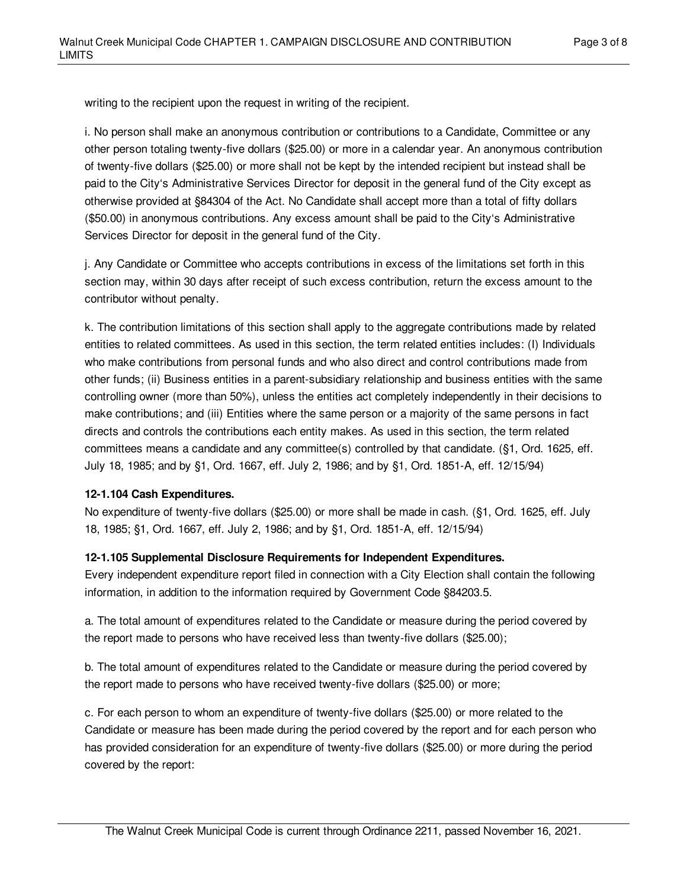writing to the recipient upon the request in writing of the recipient.

i. No person shall make an anonymous contribution or contributions to a Candidate, Committee or any other person totaling twenty-five dollars ($25.00) or more in a calendar year. An anonymous contribution of twenty-five dollars ($25.00) or more shall not be kept by the intended recipient but instead shall be paid to the City's Administrative Services Director for deposit in the general fund of the City except as otherwise provided at §84304 of the Act. No Candidate shall accept more than a total of fifty dollars ($50.00) in anonymous contributions. Any excess amount shall be paid to the City's Administrative Services Director for deposit in the general fund of the City.

j. Any Candidate or Committee who accepts contributions in excess of the limitations set forth in this section may, within 30 days after receipt of such excess contribution, return the excess amount to the contributor without penalty.

k. The contribution limitations of this section shall apply to the aggregate contributions made by related entities to related committees. As used in this section, the term related entities includes: (I) Individuals who make contributions from personal funds and who also direct and control contributions made from other funds; (ii) Business entities in a parent-subsidiary relationship and business entities with the same controlling owner (more than 50%), unless the entities act completely independently in their decisions to make contributions; and (iii) Entities where the same person or a majority of the same persons in fact directs and controls the contributions each entity makes. As used in this section, the term related committees means a candidate and any committee(s) controlled by that candidate. (§1, Ord. 1625, eff. July 18, 1985; and by §1, Ord. 1667, eff. July 2, 1986; and by §1, Ord. 1851-A, eff. 12/15/94)

**12-1.104 Cash Expenditures.**
No expenditure of twenty-five dollars ($25.00) or more shall be made in cash. (§1, Ord. 1625, eff. July 18, 1985; §1, Ord. 1667, eff. July 2, 1986; and by §1, Ord. 1851-A, eff. 12/15/94)

**12-1.105 Supplemental Disclosure Requirements for Independent Expenditures.**
Every independent expenditure report filed in connection with a City Election shall contain the following information, in addition to the information required by Government Code §84203.5.

a. The total amount of expenditures related to the Candidate or measure during the period covered by the report made to persons who have received less than twenty-five dollars ($25.00);

b. The total amount of expenditures related to the Candidate or measure during the period covered by the report made to persons who have received twenty-five dollars ($25.00) or more;

c. For each person to whom an expenditure of twenty-five dollars ($25.00) or more related to the Candidate or measure has been made during the period covered by the report and for each person who has provided consideration for an expenditure of twenty-five dollars ($25.00) or more during the period covered by the report: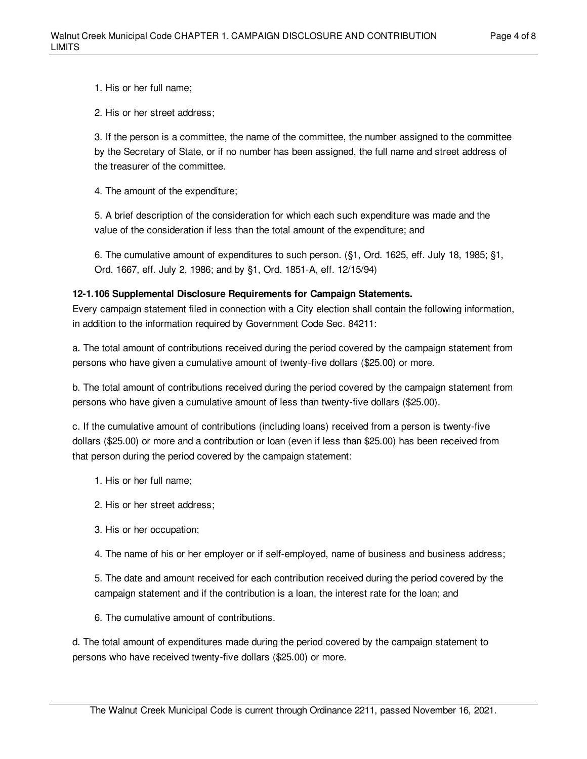1. His or her full name;

2. His or her street address;

3. If the person is a committee, the name of the committee, the number assigned to the committee by the Secretary of State, or if no number has been assigned, the full name and street address of the treasurer of the committee.

4. The amount of the expenditure;

5. A brief description of the consideration for which each such expenditure was made and the value of the consideration if less than the total amount of the expenditure; and

6. The cumulative amount of expenditures to such person. (§1, Ord. 1625, eff. July 18, 1985; §1, Ord. 1667, eff. July 2, 1986; and by §1, Ord. 1851-A, eff. 12/15/94)

**12-1.106 Supplemental Disclosure Requirements for Campaign Statements.**

Every campaign statement filed in connection with a City election shall contain the following information, in addition to the information required by Government Code Sec. 84211:

a. The total amount of contributions received during the period covered by the campaign statement from persons who have given a cumulative amount of twenty-five dollars ($25.00) or more.

b. The total amount of contributions received during the period covered by the campaign statement from persons who have given a cumulative amount of less than twenty-five dollars ($25.00).

c. If the cumulative amount of contributions (including loans) received from a person is twenty-five dollars ($25.00) or more and a contribution or loan (even if less than $25.00) has been received from that person during the period covered by the campaign statement:

1. His or her full name;

2. His or her street address;

3. His or her occupation;

4. The name of his or her employer or if self-employed, name of business and business address;

5. The date and amount received for each contribution received during the period covered by the campaign statement and if the contribution is a loan, the interest rate for the loan; and

6. The cumulative amount of contributions.

d. The total amount of expenditures made during the period covered by the campaign statement to persons who have received twenty-five dollars ($25.00) or more.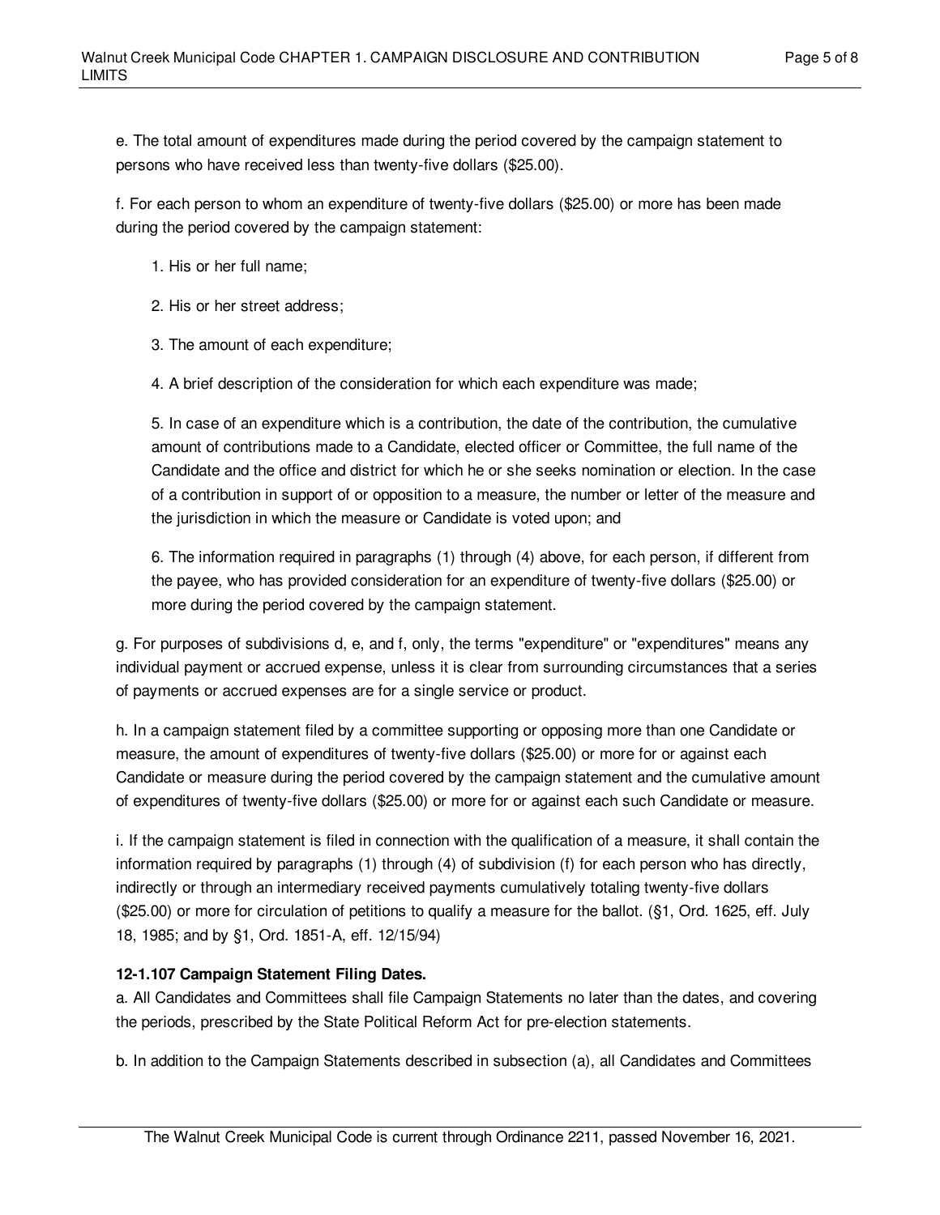e. The total amount of expenditures made during the period covered by the campaign statement to persons who have received less than twenty-five dollars ($25.00).

f. For each person to whom an expenditure of twenty-five dollars ($25.00) or more has been made during the period covered by the campaign statement:

1. His or her full name;

2. His or her street address;

3. The amount of each expenditure;

4. A brief description of the consideration for which each expenditure was made;

5. In case of an expenditure which is a contribution, the date of the contribution, the cumulative amount of contributions made to a Candidate, elected officer or Committee, the full name of the Candidate and the office and district for which he or she seeks nomination or election. In the case of a contribution in support of or opposition to a measure, the number or letter of the measure and the jurisdiction in which the measure or Candidate is voted upon; and

6. The information required in paragraphs (1) through (4) above, for each person, if different from the payee, who has provided consideration for an expenditure of twenty-five dollars ($25.00) or more during the period covered by the campaign statement.

g. For purposes of subdivisions d, e, and f, only, the terms "expenditure" or "expenditures" means any individual payment or accrued expense, unless it is clear from surrounding circumstances that a series of payments or accrued expenses are for a single service or product.

h. In a campaign statement filed by a committee supporting or opposing more than one Candidate or measure, the amount of expenditures of twenty-five dollars ($25.00) or more for or against each Candidate or measure during the period covered by the campaign statement and the cumulative amount of expenditures of twenty-five dollars ($25.00) or more for or against each such Candidate or measure.

i. If the campaign statement is filed in connection with the qualification of a measure, it shall contain the information required by paragraphs (1) through (4) of subdivision (f) for each person who has directly, indirectly or through an intermediary received payments cumulatively totaling twenty-five dollars ($25.00) or more for circulation of petitions to qualify a measure for the ballot. (§1, Ord. 1625, eff. July 18, 1985; and by §1, Ord. 1851-A, eff. 12/15/94)

**12-1.107 Campaign Statement Filing Dates.**

a. All Candidates and Committees shall file Campaign Statements no later than the dates, and covering the periods, prescribed by the State Political Reform Act for pre-election statements.

b. In addition to the Campaign Statements described in subsection (a), all Candidates and Committees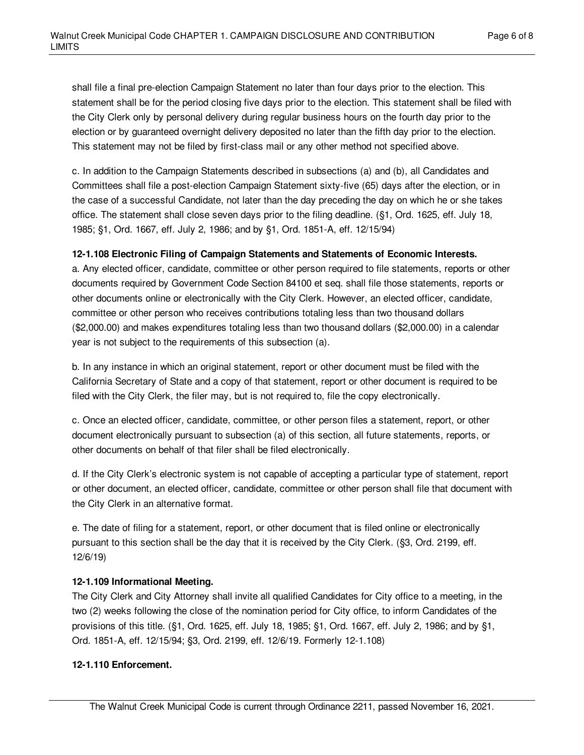shall file a final pre-election Campaign Statement no later than four days prior to the election. This statement shall be for the period closing five days prior to the election. This statement shall be filed with the City Clerk only by personal delivery during regular business hours on the fourth day prior to the election or by guaranteed overnight delivery deposited no later than the fifth day prior to the election. This statement may not be filed by first-class mail or any other method not specified above.

c. In addition to the Campaign Statements described in subsections (a) and (b), all Candidates and Committees shall file a post-election Campaign Statement sixty-five (65) days after the election, or in the case of a successful Candidate, not later than the day preceding the day on which he or she takes office. The statement shall close seven days prior to the filing deadline. (§1, Ord. 1625, eff. July 18, 1985; §1, Ord. 1667, eff. July 2, 1986; and by §1, Ord. 1851-A, eff. 12/15/94)

**12-1.108 Electronic Filing of Campaign Statements and Statements of Economic Interests.**

a. Any elected officer, candidate, committee or other person required to file statements, reports or other documents required by Government Code Section 84100 et seq. shall file those statements, reports or other documents online or electronically with the City Clerk. However, an elected officer, candidate, committee or other person who receives contributions totaling less than two thousand dollars ($2,000.00) and makes expenditures totaling less than two thousand dollars ($2,000.00) in a calendar year is not subject to the requirements of this subsection (a).

b. In any instance in which an original statement, report or other document must be filed with the California Secretary of State and a copy of that statement, report or other document is required to be filed with the City Clerk, the filer may, but is not required to, file the copy electronically.

c. Once an elected officer, candidate, committee, or other person files a statement, report, or other document electronically pursuant to subsection (a) of this section, all future statements, reports, or other documents on behalf of that filer shall be filed electronically.

d. If the City Clerk's electronic system is not capable of accepting a particular type of statement, report or other document, an elected officer, candidate, committee or other person shall file that document with the City Clerk in an alternative format.

e. The date of filing for a statement, report, or other document that is filed online or electronically pursuant to this section shall be the day that it is received by the City Clerk. (§3, Ord. 2199, eff. 12/6/19)

**12-1.109 Informational Meeting.**

The City Clerk and City Attorney shall invite all qualified Candidates for City office to a meeting, in the two (2) weeks following the close of the nomination period for City office, to inform Candidates of the provisions of this title. (§1, Ord. 1625, eff. July 18, 1985; §1, Ord. 1667, eff. July 2, 1986; and by §1, Ord. 1851-A, eff. 12/15/94; §3, Ord. 2199, eff. 12/6/19. Formerly 12-1.108)

**12-1.110 Enforcement.**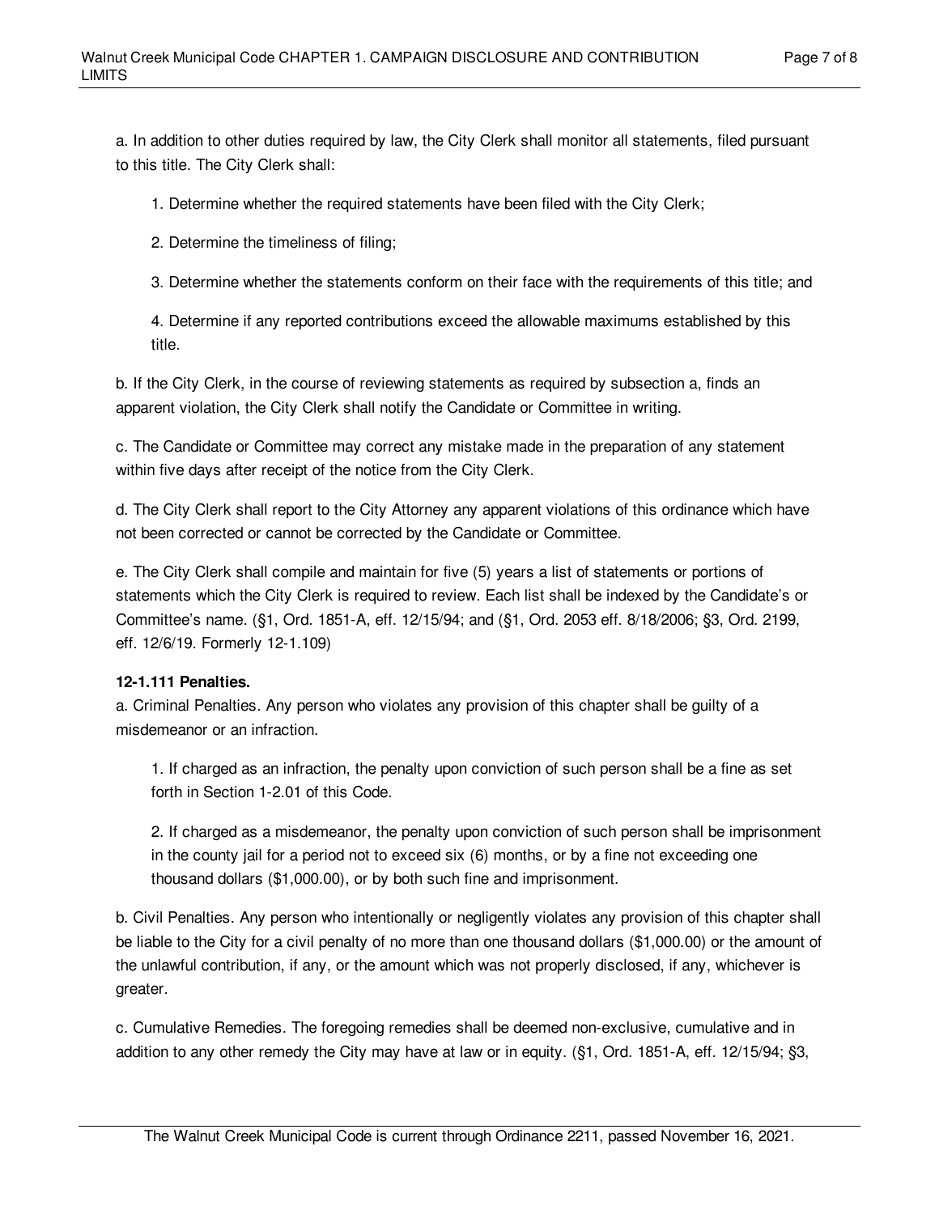a. In addition to other duties required by law, the City Clerk shall monitor all statements, filed pursuant to this title. The City Clerk shall:

1. Determine whether the required statements have been filed with the City Clerk;

2. Determine the timeliness of filing;

3. Determine whether the statements conform on their face with the requirements of this title; and

4. Determine if any reported contributions exceed the allowable maximums established by this title.

b. If the City Clerk, in the course of reviewing statements as required by subsection a, finds an apparent violation, the City Clerk shall notify the Candidate or Committee in writing.

c. The Candidate or Committee may correct any mistake made in the preparation of any statement within five days after receipt of the notice from the City Clerk.

d. The City Clerk shall report to the City Attorney any apparent violations of this ordinance which have not been corrected or cannot be corrected by the Candidate or Committee.

e. The City Clerk shall compile and maintain for five (5) years a list of statements or portions of statements which the City Clerk is required to review. Each list shall be indexed by the Candidate's or Committee's name. (§1, Ord. 1851-A, eff. 12/15/94; and (§1, Ord. 2053 eff. 8/18/2006; §3, Ord. 2199, eff. 12/6/19. Formerly 12-1.109)

**12-1.111 Penalties.**

a. Criminal Penalties. Any person who violates any provision of this chapter shall be guilty of a misdemeanor or an infraction.

1. If charged as an infraction, the penalty upon conviction of such person shall be a fine as set forth in Section 1-2.01 of this Code.

2. If charged as a misdemeanor, the penalty upon conviction of such person shall be imprisonment in the county jail for a period not to exceed six (6) months, or by a fine not exceeding one thousand dollars ($1,000.00), or by both such fine and imprisonment.

b. Civil Penalties. Any person who intentionally or negligently violates any provision of this chapter shall be liable to the City for a civil penalty of no more than one thousand dollars ($1,000.00) or the amount of the unlawful contribution, if any, or the amount which was not properly disclosed, if any, whichever is greater.

c. Cumulative Remedies. The foregoing remedies shall be deemed non-exclusive, cumulative and in addition to any other remedy the City may have at law or in equity. (§1, Ord. 1851-A, eff. 12/15/94; §3,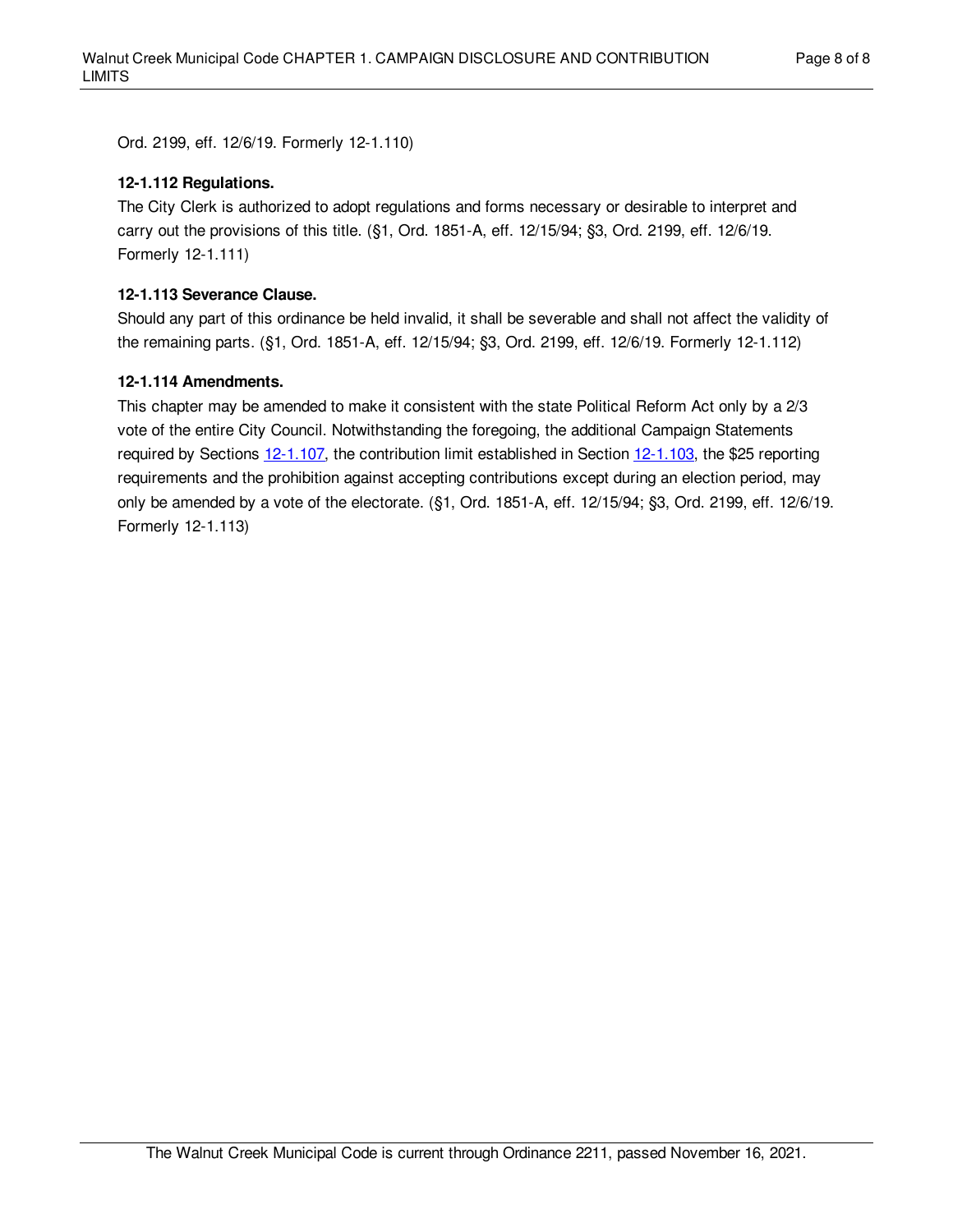Ord. 2199, eff. 12/6/19. Formerly 12-1.110)

**12-1.112 Regulations.**

The City Clerk is authorized to adopt regulations and forms necessary or desirable to interpret and carry out the provisions of this title. (§1, Ord. 1851-A, eff. 12/15/94; §3, Ord. 2199, eff. 12/6/19. Formerly 12-1.111)

**12-1.113 Severance Clause.**

Should any part of this ordinance be held invalid, it shall be severable and shall not affect the validity of the remaining parts. (§1, Ord. 1851-A, eff. 12/15/94; §3, Ord. 2199, eff. 12/6/19. Formerly 12-1.112)

**12-1.114 Amendments.**

This chapter may be amended to make it consistent with the state Political Reform Act only by a 2/3 vote of the entire City Council. Notwithstanding the foregoing, the additional Campaign Statements required by Sections 12-1.107, the contribution limit established in Section 12-1.103, the $25 reporting requirements and the prohibition against accepting contributions except during an election period, may only be amended by a vote of the electorate. (§1, Ord. 1851-A, eff. 12/15/94; §3, Ord. 2199, eff. 12/6/19. Formerly 12-1.113)